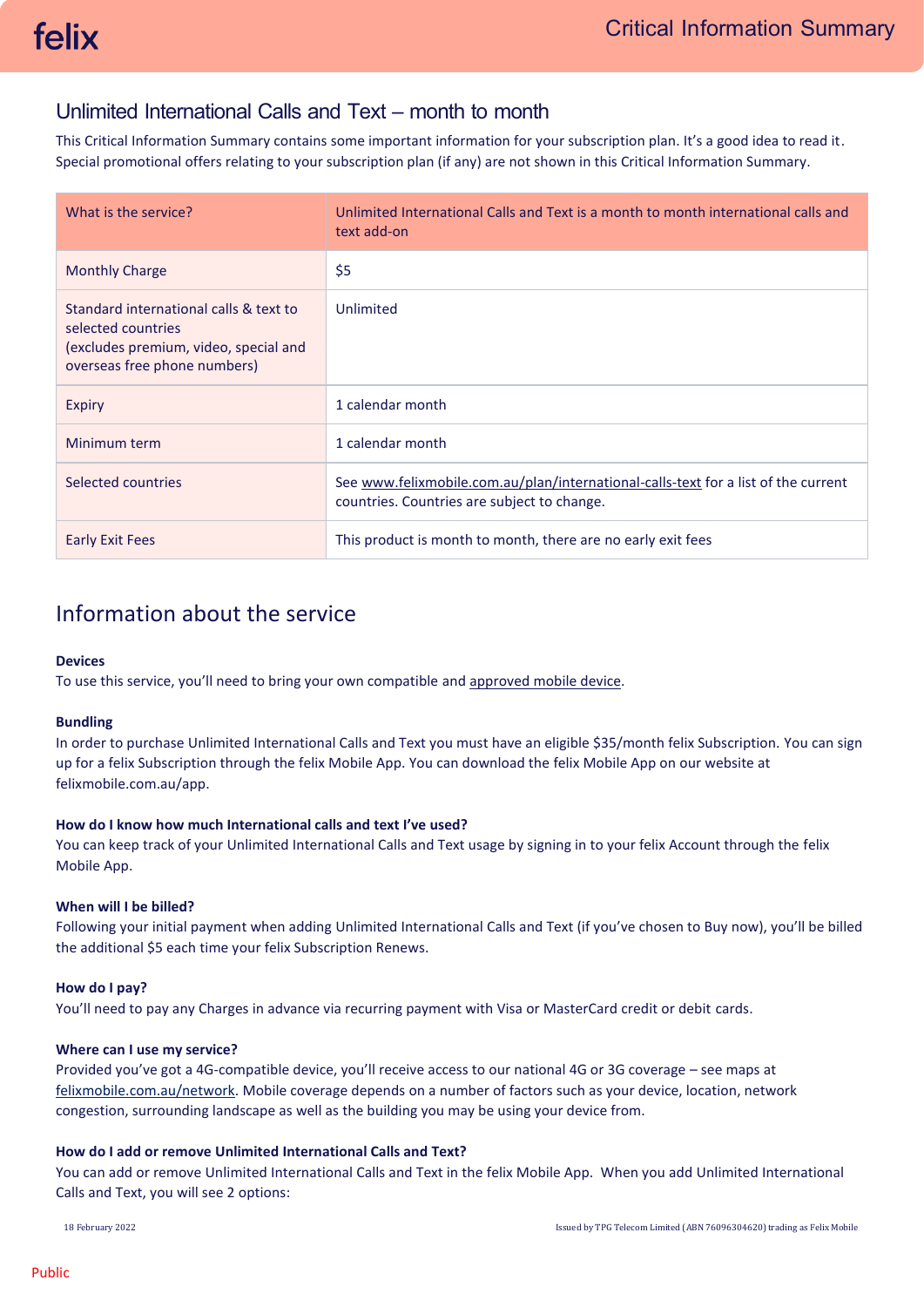# Critical Information Summary

## Unlimited International Calls and Text – month to month

This Critical Information Summary contains some important information for your subscription plan. It's a good idea to read it. Special promotional offers relating to your subscription plan (if any) are not shown in this Critical Information Summary.

| What is the service? | Unlimited International Calls and Text is a month to month international calls and text add-on |
|---|---|
| Monthly Charge | $5 |
| Standard international calls & text to selected countries (excludes premium, video, special and overseas free phone numbers) | Unlimited |
| Expiry | 1 calendar month |
| Minimum term | 1 calendar month |
| Selected countries | See www.felixmobile.com.au/plan/international-calls-text for a list of the current countries. Countries are subject to change. |
| Early Exit Fees | This product is month to month, there are no early exit fees |

## Information about the service

**Devices**

To use this service, you'll need to bring your own compatible and approved mobile device.

**Bundling**

In order to purchase Unlimited International Calls and Text you must have an eligible $35/month felix Subscription. You can sign up for a felix Subscription through the felix Mobile App. You can download the felix Mobile App on our website at felixmobile.com.au/app.

**How do I know how much International calls and text I've used?**

You can keep track of your Unlimited International Calls and Text usage by signing in to your felix Account through the felix Mobile App.

**When will I be billed?**

Following your initial payment when adding Unlimited International Calls and Text (if you've chosen to Buy now), you'll be billed the additional $5 each time your felix Subscription Renews.

**How do I pay?**

You'll need to pay any Charges in advance via recurring payment with Visa or MasterCard credit or debit cards.

**Where can I use my service?**

Provided you've got a 4G-compatible device, you'll receive access to our national 4G or 3G coverage – see maps at felixmobile.com.au/network. Mobile coverage depends on a number of factors such as your device, location, network congestion, surrounding landscape as well as the building you may be using your device from.

**How do I add or remove Unlimited International Calls and Text?**

You can add or remove Unlimited International Calls and Text in the felix Mobile App. When you add Unlimited International Calls and Text, you will see 2 options:

18 February 2022

Issued by TPG Telecom Limited (ABN 76096304620) trading as Felix Mobile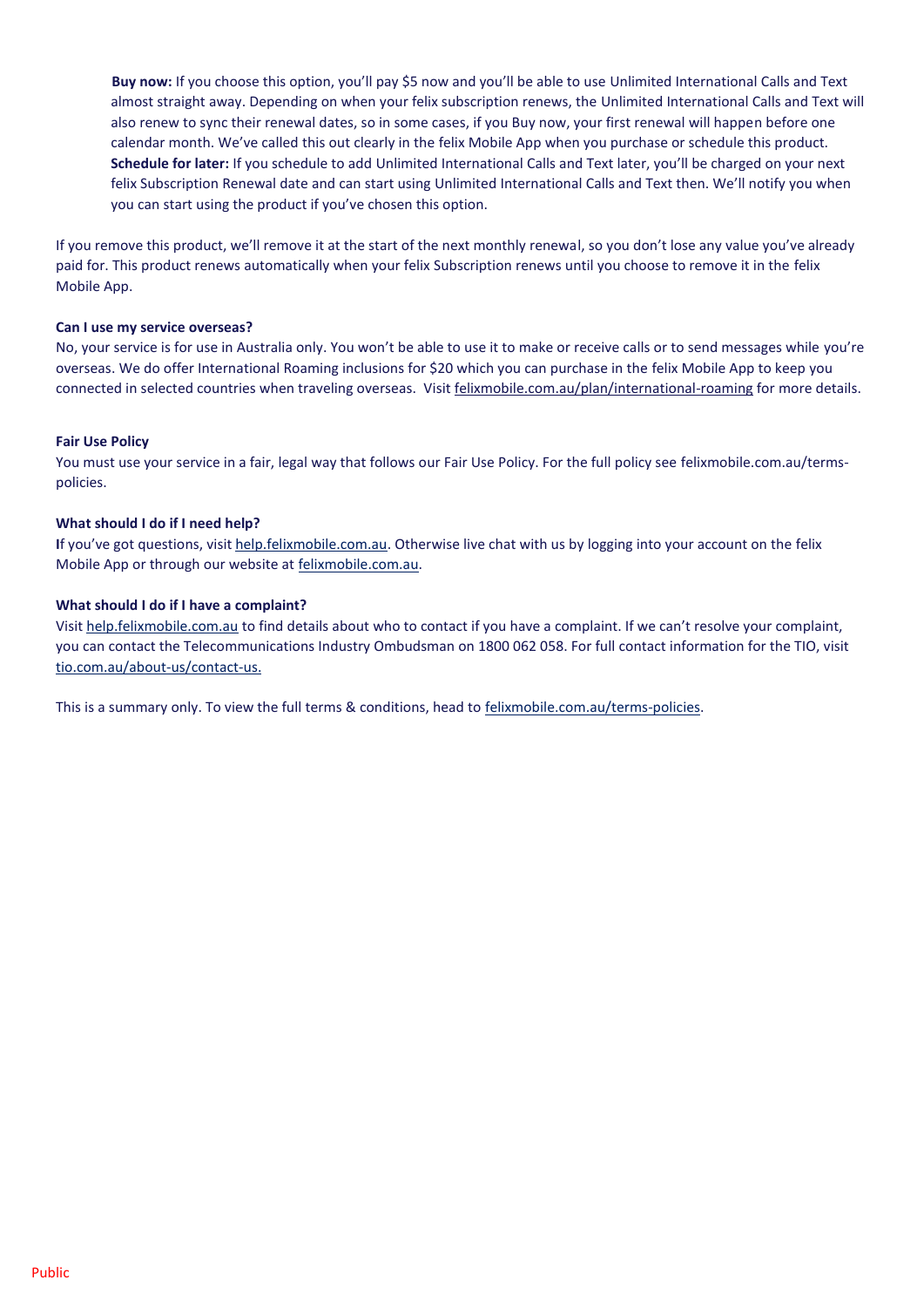**Buy now:** If you choose this option, you'll pay $5 now and you'll be able to use Unlimited International Calls and Text almost straight away. Depending on when your felix subscription renews, the Unlimited International Calls and Text will also renew to sync their renewal dates, so in some cases, if you Buy now, your first renewal will happen before one calendar month. We've called this out clearly in the felix Mobile App when you purchase or schedule this product.
**Schedule for later:** If you schedule to add Unlimited International Calls and Text later, you'll be charged on your next felix Subscription Renewal date and can start using Unlimited International Calls and Text then. We'll notify you when you can start using the product if you've chosen this option.

If you remove this product, we'll remove it at the start of the next monthly renewal, so you don't lose any value you've already paid for. This product renews automatically when your felix Subscription renews until you choose to remove it in the felix Mobile App.

**Can I use my service overseas?**
No, your service is for use in Australia only. You won't be able to use it to make or receive calls or to send messages while you're overseas. We do offer International Roaming inclusions for $20 which you can purchase in the felix Mobile App to keep you connected in selected countries when traveling overseas. Visit felixmobile.com.au/plan/international-roaming for more details.

**Fair Use Policy**
You must use your service in a fair, legal way that follows our Fair Use Policy. For the full policy see felixmobile.com.au/terms-policies.

**What should I do if I need help?**
If you've got questions, visit help.felixmobile.com.au. Otherwise live chat with us by logging into your account on the felix Mobile App or through our website at felixmobile.com.au.

**What should I do if I have a complaint?**
Visit help.felixmobile.com.au to find details about who to contact if you have a complaint. If we can't resolve your complaint, you can contact the Telecommunications Industry Ombudsman on 1800 062 058. For full contact information for the TIO, visit tio.com.au/about-us/contact-us.

This is a summary only. To view the full terms & conditions, head to felixmobile.com.au/terms-policies.

Public